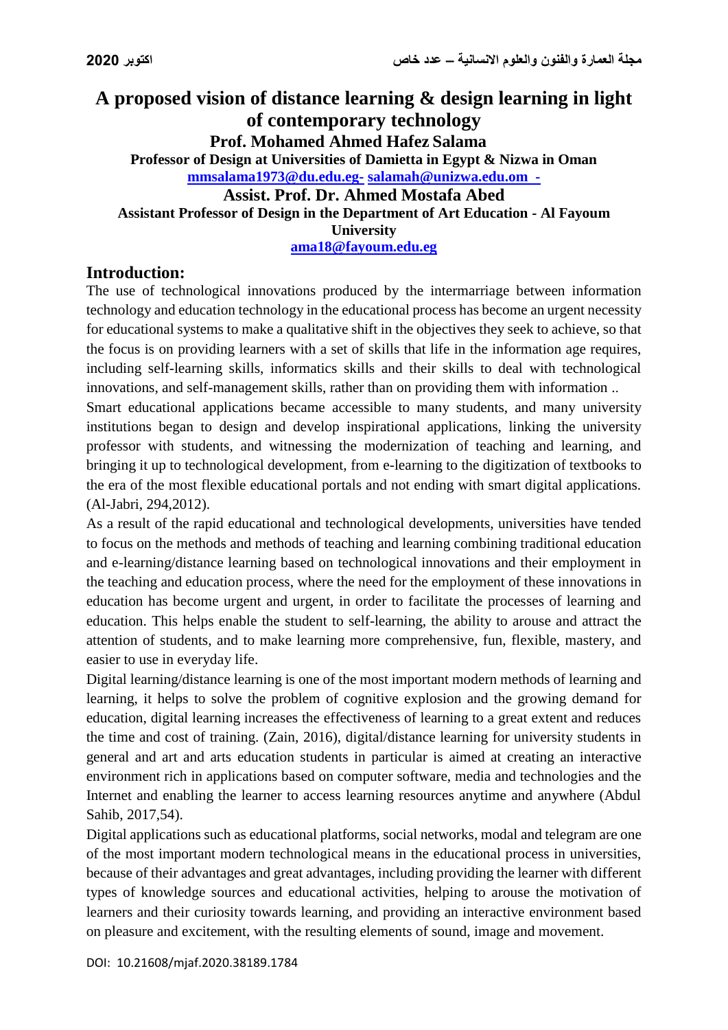# A proposed vision of distance learning & design learning in light of contemporary technology

**Prof. Mohamed Ahmed Hafez Salama**

**Professor of Design at Universities of Damietta in Egypt & Nizwa in Oman**

**mmsalama1973@du.edu.eg- salamah@unizwa.edu.om -**

**Assist. Prof. Dr. Ahmed Mostafa Abed**

**Assistant Professor of Design in the Department of Art Education - Al Fayoum University**

**ama18@fayoum.edu.eg**

## Introduction:

The use of technological innovations produced by the intermarriage between information technology and education technology in the educational process has become an urgent necessity for educational systems to make a qualitative shift in the objectives they seek to achieve, so that the focus is on providing learners with a set of skills that life in the information age requires, including self-learning skills, informatics skills and their skills to deal with technological innovations, and self-management skills, rather than on providing them with information ..

Smart educational applications became accessible to many students, and many university institutions began to design and develop inspirational applications, linking the university professor with students, and witnessing the modernization of teaching and learning, and bringing it up to technological development, from e-learning to the digitization of textbooks to the era of the most flexible educational portals and not ending with smart digital applications. (Al-Jabri, 294,2012).

As a result of the rapid educational and technological developments, universities have tended to focus on the methods and methods of teaching and learning combining traditional education and e-learning/distance learning based on technological innovations and their employment in the teaching and education process, where the need for the employment of these innovations in education has become urgent and urgent, in order to facilitate the processes of learning and education. This helps enable the student to self-learning, the ability to arouse and attract the attention of students, and to make learning more comprehensive, fun, flexible, mastery, and easier to use in everyday life.

Digital learning/distance learning is one of the most important modern methods of learning and learning, it helps to solve the problem of cognitive explosion and the growing demand for education, digital learning increases the effectiveness of learning to a great extent and reduces the time and cost of training. (Zain, 2016), digital/distance learning for university students in general and art and arts education students in particular is aimed at creating an interactive environment rich in applications based on computer software, media and technologies and the Internet and enabling the learner to access learning resources anytime and anywhere (Abdul Sahib, 2017,54).

Digital applications such as educational platforms, social networks, modal and telegram are one of the most important modern technological means in the educational process in universities, because of their advantages and great advantages, including providing the learner with different types of knowledge sources and educational activities, helping to arouse the motivation of learners and their curiosity towards learning, and providing an interactive environment based on pleasure and excitement, with the resulting elements of sound, image and movement.

DOI: 10.21608/mjaf.2020.38189.1784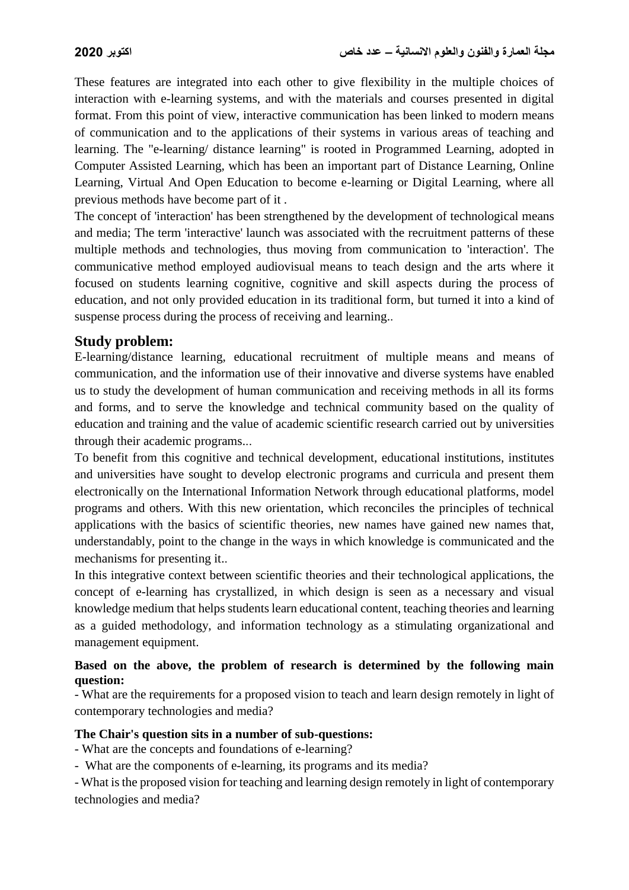These features are integrated into each other to give flexibility in the multiple choices of interaction with e-learning systems, and with the materials and courses presented in digital format. From this point of view, interactive communication has been linked to modern means of communication and to the applications of their systems in various areas of teaching and learning. The "e-learning/ distance learning" is rooted in Programmed Learning, adopted in Computer Assisted Learning, which has been an important part of Distance Learning, Online Learning, Virtual And Open Education to become e-learning or Digital Learning, where all previous methods have become part of it .

The concept of 'interaction' has been strengthened by the development of technological means and media; The term 'interactive' launch was associated with the recruitment patterns of these multiple methods and technologies, thus moving from communication to 'interaction'. The communicative method employed audiovisual means to teach design and the arts where it focused on students learning cognitive, cognitive and skill aspects during the process of education, and not only provided education in its traditional form, but turned it into a kind of suspense process during the process of receiving and learning..

## Study problem:

E-learning/distance learning, educational recruitment of multiple means and means of communication, and the information use of their innovative and diverse systems have enabled us to study the development of human communication and receiving methods in all its forms and forms, and to serve the knowledge and technical community based on the quality of education and training and the value of academic scientific research carried out by universities through their academic programs...

To benefit from this cognitive and technical development, educational institutions, institutes and universities have sought to develop electronic programs and curricula and present them electronically on the International Information Network through educational platforms, model programs and others. With this new orientation, which reconciles the principles of technical applications with the basics of scientific theories, new names have gained new names that, understandably, point to the change in the ways in which knowledge is communicated and the mechanisms for presenting it..

In this integrative context between scientific theories and their technological applications, the concept of e-learning has crystallized, in which design is seen as a necessary and visual knowledge medium that helps students learn educational content, teaching theories and learning as a guided methodology, and information technology as a stimulating organizational and management equipment.

**Based on the above, the problem of research is determined by the following main question:**

- What are the requirements for a proposed vision to teach and learn design remotely in light of contemporary technologies and media?

**The Chair's question sits in a number of sub-questions:**

- What are the concepts and foundations of e-learning?
- What are the components of e-learning, its programs and its media?
- What is the proposed vision for teaching and learning design remotely in light of contemporary technologies and media?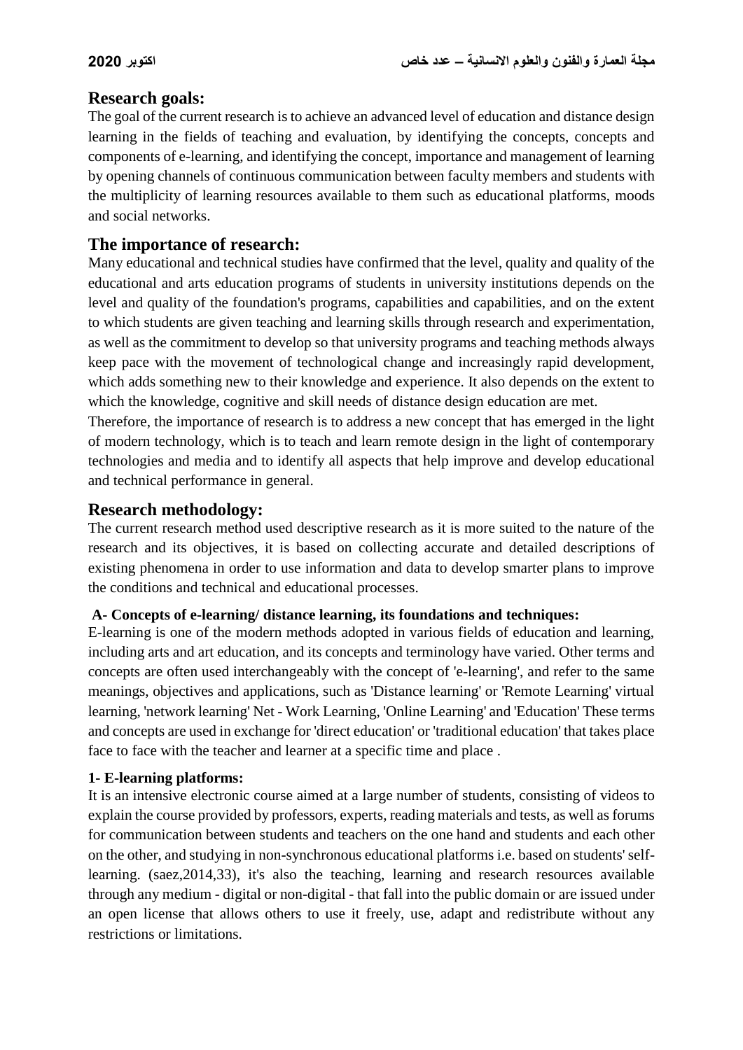## Research goals:

The goal of the current research is to achieve an advanced level of education and distance design learning in the fields of teaching and evaluation, by identifying the concepts, concepts and components of e-learning, and identifying the concept, importance and management of learning by opening channels of continuous communication between faculty members and students with the multiplicity of learning resources available to them such as educational platforms, moods and social networks.

## The importance of research:

Many educational and technical studies have confirmed that the level, quality and quality of the educational and arts education programs of students in university institutions depends on the level and quality of the foundation's programs, capabilities and capabilities, and on the extent to which students are given teaching and learning skills through research and experimentation, as well as the commitment to develop so that university programs and teaching methods always keep pace with the movement of technological change and increasingly rapid development, which adds something new to their knowledge and experience. It also depends on the extent to which the knowledge, cognitive and skill needs of distance design education are met.

Therefore, the importance of research is to address a new concept that has emerged in the light of modern technology, which is to teach and learn remote design in the light of contemporary technologies and media and to identify all aspects that help improve and develop educational and technical performance in general.

## Research methodology:

The current research method used descriptive research as it is more suited to the nature of the research and its objectives, it is based on collecting accurate and detailed descriptions of existing phenomena in order to use information and data to develop smarter plans to improve the conditions and technical and educational processes.

### A- Concepts of e-learning/ distance learning, its foundations and techniques:

E-learning is one of the modern methods adopted in various fields of education and learning, including arts and art education, and its concepts and terminology have varied. Other terms and concepts are often used interchangeably with the concept of 'e-learning', and refer to the same meanings, objectives and applications, such as 'Distance learning' or 'Remote Learning' virtual learning, 'network learning' Net - Work Learning, 'Online Learning' and 'Education' These terms and concepts are used in exchange for 'direct education' or 'traditional education' that takes place face to face with the teacher and learner at a specific time and place .

#### 1- E-learning platforms:

It is an intensive electronic course aimed at a large number of students, consisting of videos to explain the course provided by professors, experts, reading materials and tests, as well as forums for communication between students and teachers on the one hand and students and each other on the other, and studying in non-synchronous educational platforms i.e. based on students' self-learning. (saez,2014,33), it's also the teaching, learning and research resources available through any medium - digital or non-digital - that fall into the public domain or are issued under an open license that allows others to use it freely, use, adapt and redistribute without any restrictions or limitations.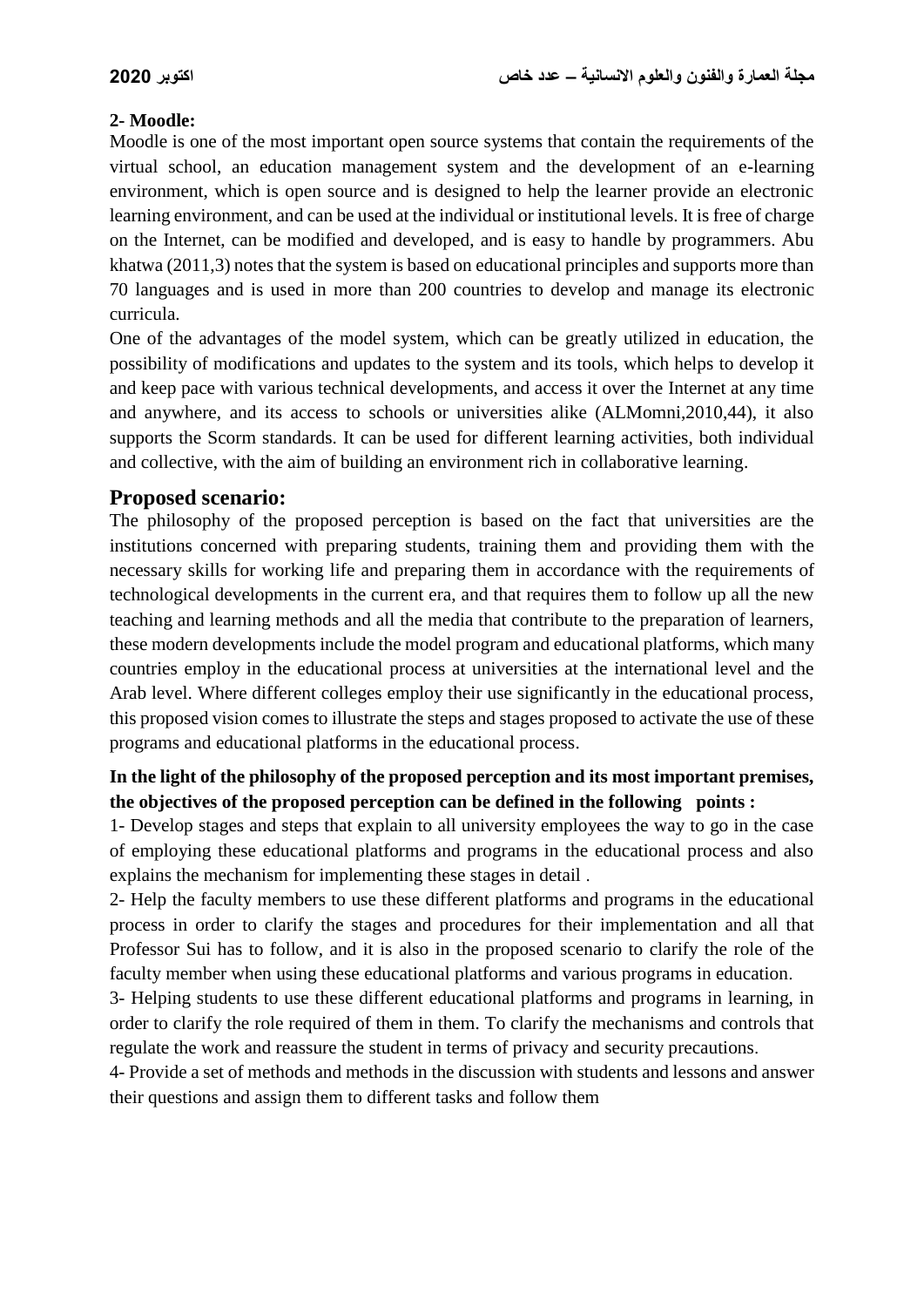**2- Moodle:**

Moodle is one of the most important open source systems that contain the requirements of the virtual school, an education management system and the development of an e-learning environment, which is open source and is designed to help the learner provide an electronic learning environment, and can be used at the individual or institutional levels. It is free of charge on the Internet, can be modified and developed, and is easy to handle by programmers. Abu khatwa (2011,3) notes that the system is based on educational principles and supports more than 70 languages and is used in more than 200 countries to develop and manage its electronic curricula.

One of the advantages of the model system, which can be greatly utilized in education, the possibility of modifications and updates to the system and its tools, which helps to develop it and keep pace with various technical developments, and access it over the Internet at any time and anywhere, and its access to schools or universities alike (ALMomni,2010,44), it also supports the Scorm standards. It can be used for different learning activities, both individual and collective, with the aim of building an environment rich in collaborative learning.

## Proposed scenario:

The philosophy of the proposed perception is based on the fact that universities are the institutions concerned with preparing students, training them and providing them with the necessary skills for working life and preparing them in accordance with the requirements of technological developments in the current era, and that requires them to follow up all the new teaching and learning methods and all the media that contribute to the preparation of learners, these modern developments include the model program and educational platforms, which many countries employ in the educational process at universities at the international level and the Arab level. Where different colleges employ their use significantly in the educational process, this proposed vision comes to illustrate the steps and stages proposed to activate the use of these programs and educational platforms in the educational process.

**In the light of the philosophy of the proposed perception and its most important premises, the objectives of the proposed perception can be defined in the following points :**

1- Develop stages and steps that explain to all university employees the way to go in the case of employing these educational platforms and programs in the educational process and also explains the mechanism for implementing these stages in detail .

2- Help the faculty members to use these different platforms and programs in the educational process in order to clarify the stages and procedures for their implementation and all that Professor Sui has to follow, and it is also in the proposed scenario to clarify the role of the faculty member when using these educational platforms and various programs in education.

3- Helping students to use these different educational platforms and programs in learning, in order to clarify the role required of them in them. To clarify the mechanisms and controls that regulate the work and reassure the student in terms of privacy and security precautions.

4- Provide a set of methods and methods in the discussion with students and lessons and answer their questions and assign them to different tasks and follow them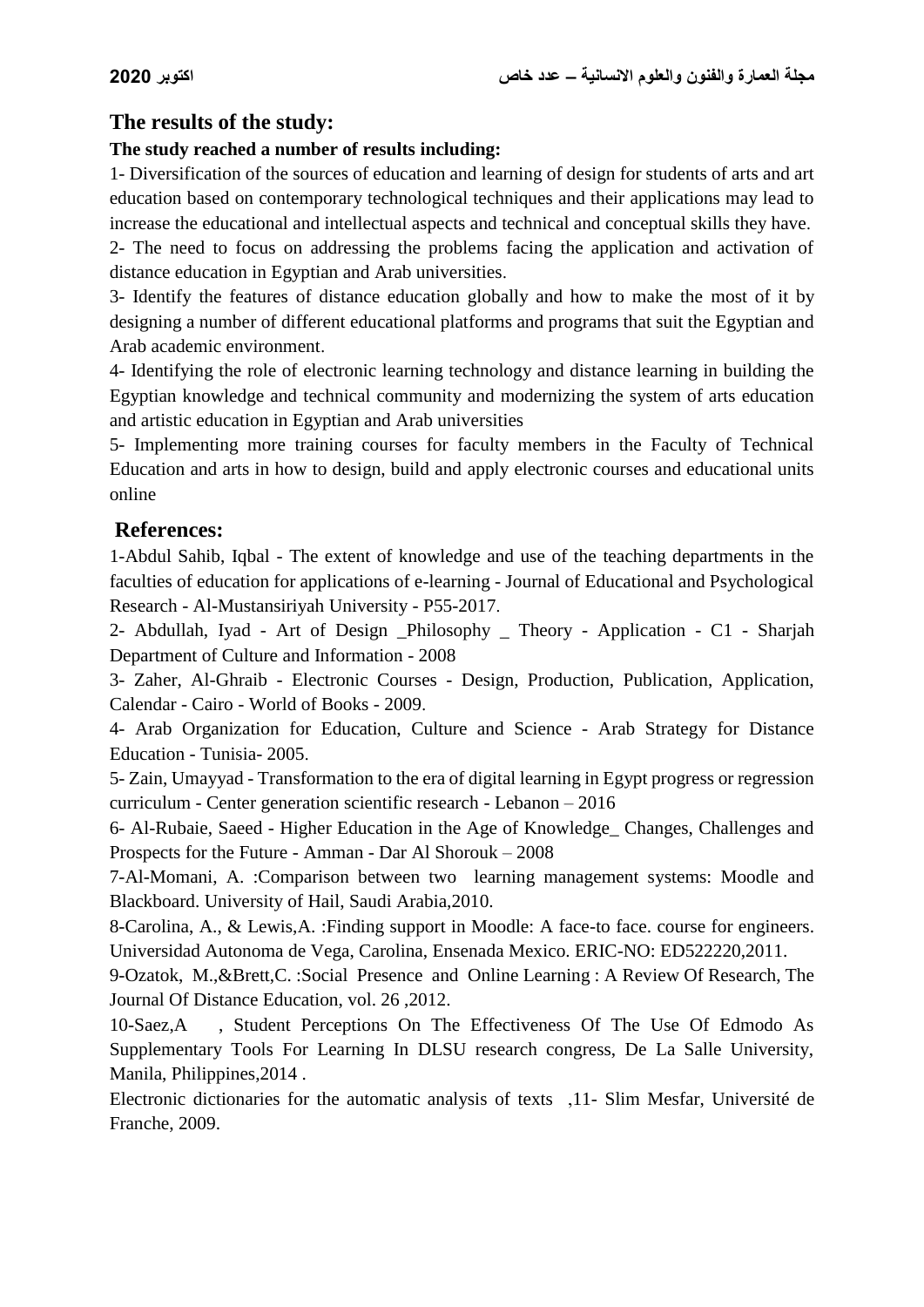## The results of the study:

**The study reached a number of results including:**

1- Diversification of the sources of education and learning of design for students of arts and art education based on contemporary technological techniques and their applications may lead to increase the educational and intellectual aspects and technical and conceptual skills they have.

2- The need to focus on addressing the problems facing the application and activation of distance education in Egyptian and Arab universities.

3- Identify the features of distance education globally and how to make the most of it by designing a number of different educational platforms and programs that suit the Egyptian and Arab academic environment.

4- Identifying the role of electronic learning technology and distance learning in building the Egyptian knowledge and technical community and modernizing the system of arts education and artistic education in Egyptian and Arab universities

5- Implementing more training courses for faculty members in the Faculty of Technical Education and arts in how to design, build and apply electronic courses and educational units online

## References:

1-Abdul Sahib, Iqbal - The extent of knowledge and use of the teaching departments in the faculties of education for applications of e-learning - Journal of Educational and Psychological Research - Al-Mustansiriyah University - P55-2017.

2- Abdullah, Iyad - Art of Design _Philosophy _ Theory - Application - C1 - Sharjah Department of Culture and Information - 2008

3- Zaher, Al-Ghraib - Electronic Courses - Design, Production, Publication, Application, Calendar - Cairo - World of Books - 2009.

4- Arab Organization for Education, Culture and Science - Arab Strategy for Distance Education - Tunisia- 2005.

5- Zain, Umayyad - Transformation to the era of digital learning in Egypt progress or regression curriculum - Center generation scientific research - Lebanon – 2016

6- Al-Rubaie, Saeed - Higher Education in the Age of Knowledge_ Changes, Challenges and Prospects for the Future - Amman - Dar Al Shorouk – 2008

7-Al-Momani, A. :Comparison between two learning management systems: Moodle and Blackboard. University of Hail, Saudi Arabia,2010.

8-Carolina, A., & Lewis,A. :Finding support in Moodle: A face-to face. course for engineers. Universidad Autonoma de Vega, Carolina, Ensenada Mexico. ERIC-NO: ED522220,2011.

9-Ozatok, M.,&Brett,C. :Social Presence and Online Learning : A Review Of Research, The Journal Of Distance Education, vol. 26 ,2012.

10-Saez,A , Student Perceptions On The Effectiveness Of The Use Of Edmodo As Supplementary Tools For Learning In DLSU research congress, De La Salle University, Manila, Philippines,2014 .

Electronic dictionaries for the automatic analysis of texts ,11- Slim Mesfar, Université de Franche, 2009.